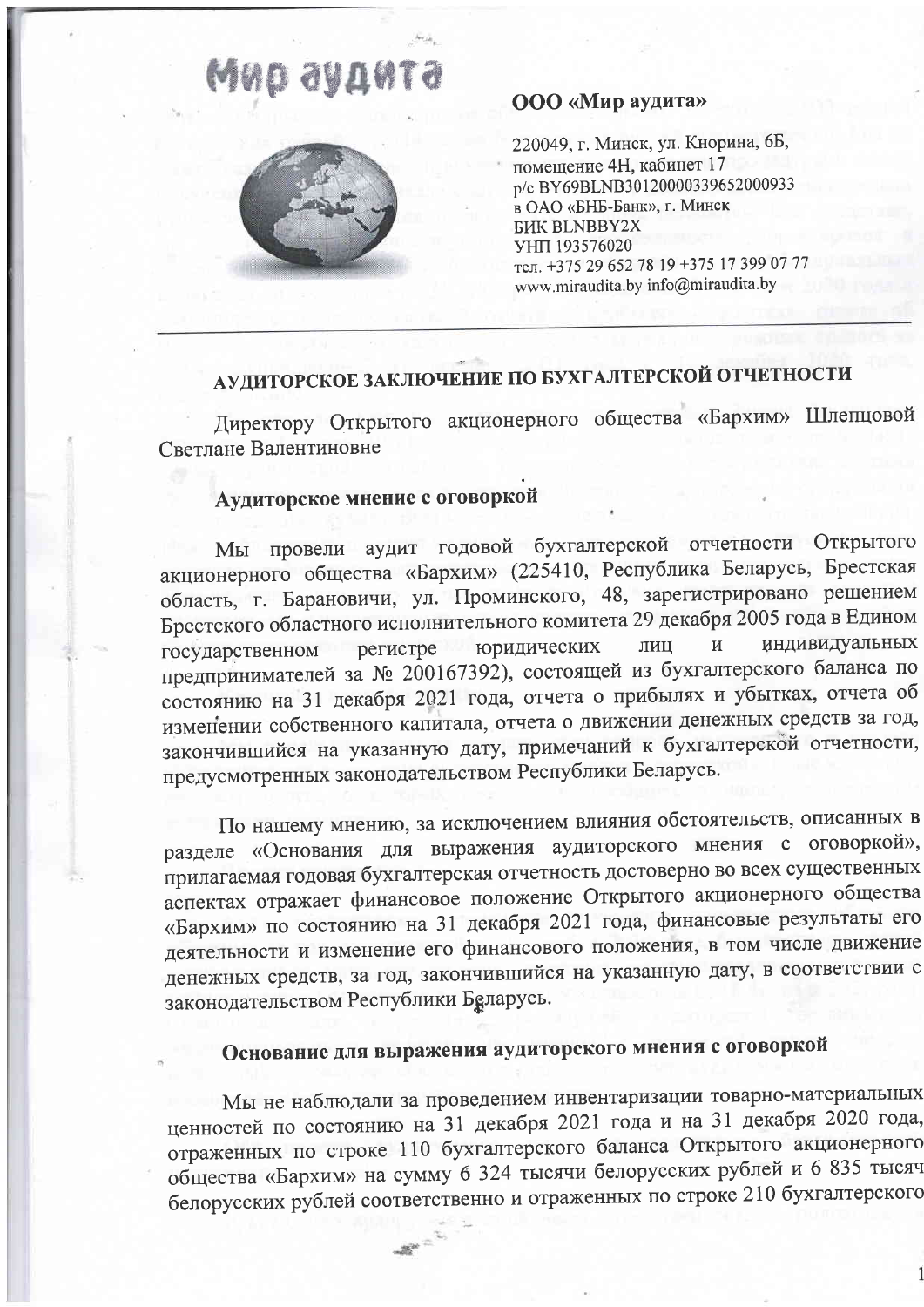**Мир аудита**

**ООО «Мир аудита»**

220049, г. Минск, ул. Кнорина, 6Б,
помещение 4Н, кабинет 17
р/с BY69BLNB30120000339652000933
в ОАО «БНБ-Банк», г. Минск
БИК BLNBBY2X
УНП 193576020
тел. +375 29 652 78 19 +375 17 399 07 77
www.miraudita.by info@miraudita.by

---

# АУДИТОРСКОЕ ЗАКЛЮЧЕНИЕ ПО БУХГАЛТЕРСКОЙ ОТЧЕТНОСТИ

Директору Открытого акционерного общества «Бархим» Шлепцовой Светлане Валентиновне

## Аудиторское мнение с оговоркой

Мы провели аудит годовой бухгалтерской отчетности Открытого акционерного общества «Бархим» (225410, Республика Беларусь, Брестская область, г. Барановичи, ул. Проминского, 48, зарегистрировано решением Брестского областного исполнительного комитета 29 декабря 2005 года в Едином государственном регистре юридических лиц и индивидуальных предпринимателей за № 200167392), состоящей из бухгалтерского баланса по состоянию на 31 декабря 2021 года, отчета о прибылях и убытках, отчета об изменении собственного капитала, отчета о движении денежных средств за год, закончившийся на указанную дату, примечаний к бухгалтерской отчетности, предусмотренных законодательством Республики Беларусь.

По нашему мнению, за исключением влияния обстоятельств, описанных в разделе «Основания для выражения аудиторского мнения с оговоркой», прилагаемая годовая бухгалтерская отчетность достоверно во всех существенных аспектах отражает финансовое положение Открытого акционерного общества «Бархим» по состоянию на 31 декабря 2021 года, финансовые результаты его деятельности и изменение его финансового положения, в том числе движение денежных средств, за год, закончившийся на указанную дату, в соответствии с законодательством Республики Беларусь.

## Основание для выражения аудиторского мнения с оговоркой

Мы не наблюдали за проведением инвентаризации товарно-материальных ценностей по состоянию на 31 декабря 2021 года и на 31 декабря 2020 года, отраженных по строке 110 бухгалтерского баланса Открытого акционерного общества «Бархим» на сумму 6 324 тысячи белорусских рублей и 6 835 тысяч белорусских рублей соответственно и отраженных по строке 210 бухгалтерского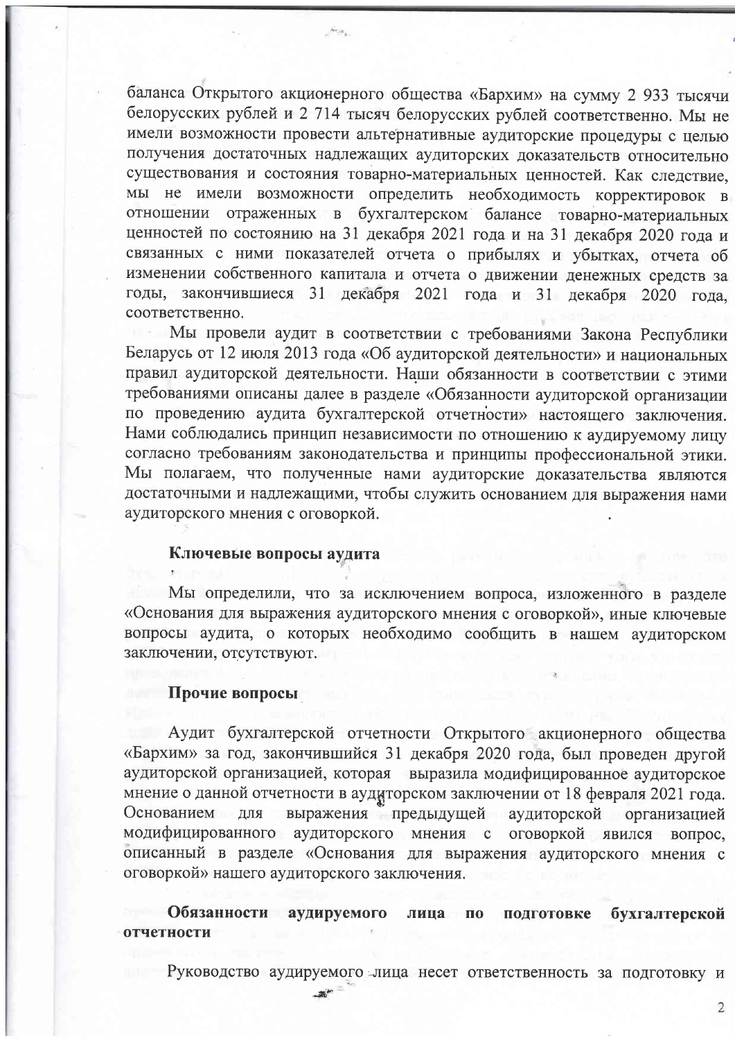баланса Открытого акционерного общества «Бархим» на сумму 2 933 тысячи белорусских рублей и 2 714 тысяч белорусских рублей соответственно. Мы не имели возможности провести альтернативные аудиторские процедуры с целью получения достаточных надлежащих аудиторских доказательств относительно существования и состояния товарно-материальных ценностей. Как следствие, мы не имели возможности определить необходимость корректировок в отношении отраженных в бухгалтерском балансе товарно-материальных ценностей по состоянию на 31 декабря 2021 года и на 31 декабря 2020 года и связанных с ними показателей отчета о прибылях и убытках, отчета об изменении собственного капитала и отчета о движении денежных средств за годы, закончившиеся 31 декабря 2021 года и 31 декабря 2020 года, соответственно.

Мы провели аудит в соответствии с требованиями Закона Республики Беларусь от 12 июля 2013 года «Об аудиторской деятельности» и национальных правил аудиторской деятельности. Наши обязанности в соответствии с этими требованиями описаны далее в разделе «Обязанности аудиторской организации по проведению аудита бухгалтерской отчетности» настоящего заключения. Нами соблюдались принцип независимости по отношению к аудируемому лицу согласно требованиям законодательства и принципы профессиональной этики. Мы полагаем, что полученные нами аудиторские доказательства являются достаточными и надлежащими, чтобы служить основанием для выражения нами аудиторского мнения с оговоркой.

## Ключевые вопросы аудита

Мы определили, что за исключением вопроса, изложенного в разделе «Основания для выражения аудиторского мнения с оговоркой», иные ключевые вопросы аудита, о которых необходимо сообщить в нашем аудиторском заключении, отсутствуют.

## Прочие вопросы

Аудит бухгалтерской отчетности Открытого акционерного общества «Бархим» за год, закончившийся 31 декабря 2020 года, был проведен другой аудиторской организацией, которая выразила модифицированное аудиторское мнение о данной отчетности в аудиторском заключении от 18 февраля 2021 года. Основанием для выражения предыдущей аудиторской организацией модифицированного аудиторского мнения с оговоркой явился вопрос, описанный в разделе «Основания для выражения аудиторского мнения с оговоркой» нашего аудиторского заключения.

## Обязанности аудируемого лица по подготовке бухгалтерской отчетности

Руководство аудируемого лица несет ответственность за подготовку и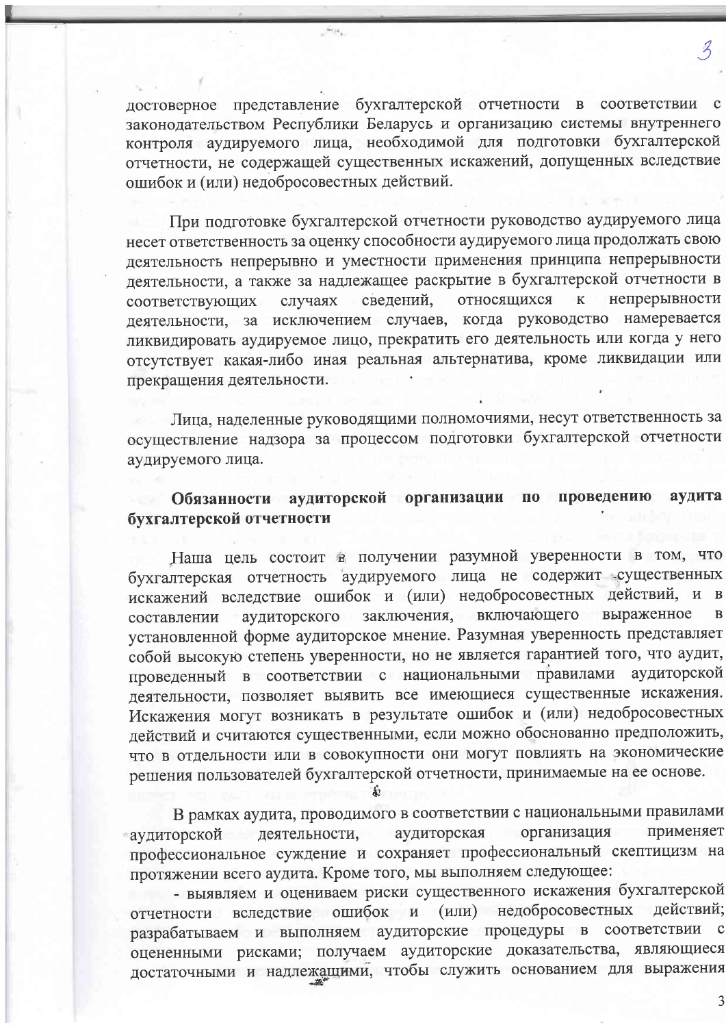достоверное представление бухгалтерской отчетности в соответствии с законодательством Республики Беларусь и организацию системы внутреннего контроля аудируемого лица, необходимой для подготовки бухгалтерской отчетности, не содержащей существенных искажений, допущенных вследствие ошибок и (или) недобросовестных действий.

При подготовке бухгалтерской отчетности руководство аудируемого лица несет ответственность за оценку способности аудируемого лица продолжать свою деятельность непрерывно и уместности применения принципа непрерывности деятельности, а также за надлежащее раскрытие в бухгалтерской отчетности в соответствующих случаях сведений, относящихся к непрерывности деятельности, за исключением случаев, когда руководство намеревается ликвидировать аудируемое лицо, прекратить его деятельность или когда у него отсутствует какая-либо иная реальная альтернатива, кроме ликвидации или прекращения деятельности.

Лица, наделенные руководящими полномочиями, несут ответственность за осуществление надзора за процессом подготовки бухгалтерской отчетности аудируемого лица.

**Обязанности аудиторской организации по проведению аудита бухгалтерской отчетности**

Наша цель состоит в получении разумной уверенности в том, что бухгалтерская отчетность аудируемого лица не содержит существенных искажений вследствие ошибок и (или) недобросовестных действий, и в составлении аудиторского заключения, включающего выраженное в установленной форме аудиторское мнение. Разумная уверенность представляет собой высокую степень уверенности, но не является гарантией того, что аудит, проведенный в соответствии с национальными правилами аудиторской деятельности, позволяет выявить все имеющиеся существенные искажения. Искажения могут возникать в результате ошибок и (или) недобросовестных действий и считаются существенными, если можно обоснованно предположить, что в отдельности или в совокупности они могут повлиять на экономические решения пользователей бухгалтерской отчетности, принимаемые на ее основе.

В рамках аудита, проводимого в соответствии с национальными правилами аудиторской деятельности, аудиторская организация применяет профессиональное суждение и сохраняет профессиональный скептицизм на протяжении всего аудита. Кроме того, мы выполняем следующее:

- выявляем и оцениваем риски существенного искажения бухгалтерской отчетности вследствие ошибок и (или) недобросовестных действий; разрабатываем и выполняем аудиторские процедуры в соответствии с оцененными рисками; получаем аудиторские доказательства, являющиеся достаточными и надлежащими, чтобы служить основанием для выражения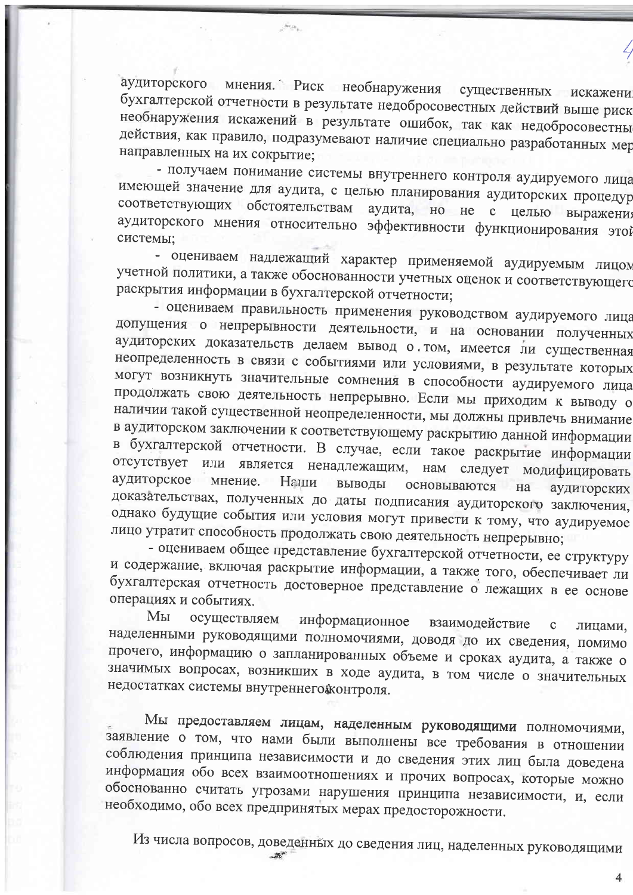аудиторского мнения. Риск необнаружения существенных искажений бухгалтерской отчетности в результате недобросовестных действий выше риска необнаружения искажений в результате ошибок, так как недобросовестные действия, как правило, подразумевают наличие специально разработанных мер, направленных на их сокрытие;

- получаем понимание системы внутреннего контроля аудируемого лица, имеющей значение для аудита, с целью планирования аудиторских процедур, соответствующих обстоятельствам аудита, но не с целью выражения аудиторского мнения относительно эффективности функционирования этой системы;

- оцениваем надлежащий характер применяемой аудируемым лицом учетной политики, а также обоснованности учетных оценок и соответствующего раскрытия информации в бухгалтерской отчетности;

- оцениваем правильность применения руководством аудируемого лица допущения о непрерывности деятельности, и на основании полученных аудиторских доказательств делаем вывод о том, имеется ли существенная неопределенность в связи с событиями или условиями, в результате которых могут возникнуть значительные сомнения в способности аудируемого лица продолжать свою деятельность непрерывно. Если мы приходим к выводу о наличии такой существенной неопределенности, мы должны привлечь внимание в аудиторском заключении к соответствующему раскрытию данной информации в бухгалтерской отчетности. В случае, если такое раскрытие информации отсутствует или является ненадлежащим, нам следует модифицировать аудиторское мнение. Наши выводы основываются на аудиторских доказательствах, полученных до даты подписания аудиторского заключения, однако будущие события или условия могут привести к тому, что аудируемое лицо утратит способность продолжать свою деятельность непрерывно;

- оцениваем общее представление бухгалтерской отчетности, ее структуру и содержание, включая раскрытие информации, а также того, обеспечивает ли бухгалтерская отчетность достоверное представление о лежащих в ее основе операциях и событиях.

Мы осуществляем информационное взаимодействие с лицами, наделенными руководящими полномочиями, доводя до их сведения, помимо прочего, информацию о запланированных объеме и сроках аудита, а также о значимых вопросах, возникших в ходе аудита, в том числе о значительных недостатках системы внутреннего контроля.

Мы предоставляем лицам, наделенным руководящими полномочиями, заявление о том, что нами были выполнены все требования в отношении соблюдения принципа независимости и до сведения этих лиц была доведена информация обо всех взаимоотношениях и прочих вопросах, которые можно обоснованно считать угрозами нарушения принципа независимости, и, если необходимо, обо всех предпринятых мерах предосторожности.

Из числа вопросов, доведенных до сведения лиц, наделенных руководящими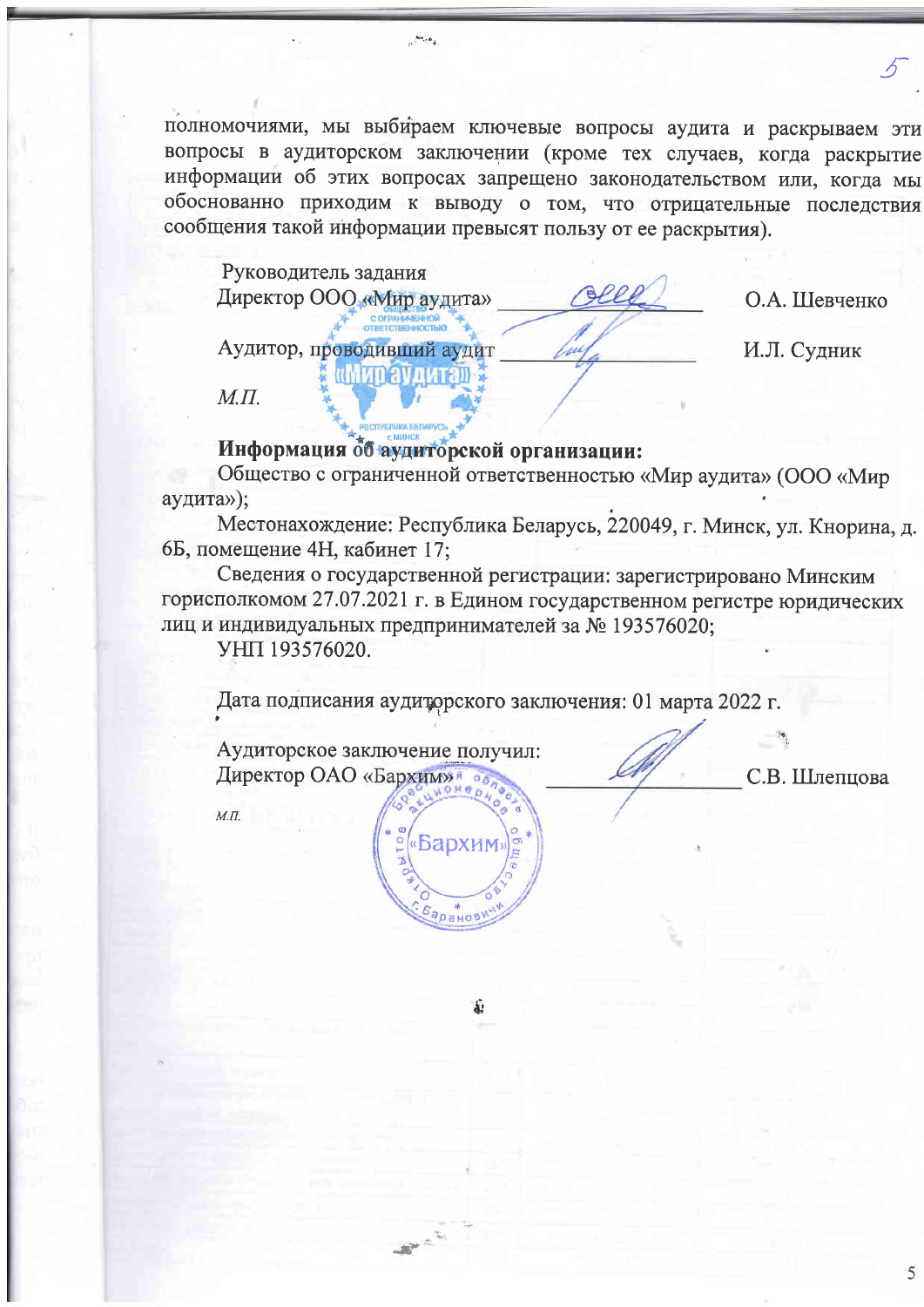полномочиями, мы выбираем ключевые вопросы аудита и раскрываем эти вопросы в аудиторском заключении (кроме тех случаев, когда раскрытие информации об этих вопросах запрещено законодательством или, когда мы обоснованно приходим к выводу о том, что отрицательные последствия сообщения такой информации превысят пользу от ее раскрытия).

Руководитель задания
Директор ООО «Мир аудита» _______________ О.А. Шевченко

Аудитор, проводивший аудит _______________ И.Л. Судник

*М.П.*

**Информация об аудиторской организации:**

Общество с ограниченной ответственностью «Мир аудита» (ООО «Мир аудита»);

Местонахождение: Республика Беларусь, 220049, г. Минск, ул. Кнорина, д. 6Б, помещение 4Н, кабинет 17;

Сведения о государственной регистрации: зарегистрировано Минским горисполкомом 27.07.2021 г. в Едином государственном регистре юридических лиц и индивидуальных предпринимателей за № 193576020;

УНП 193576020.

Дата подписания аудиторского заключения: 01 марта 2022 г.

Аудиторское заключение получил:
Директор ОАО «Бархим» _______________ С.В. Шлепцова

*М.П.*